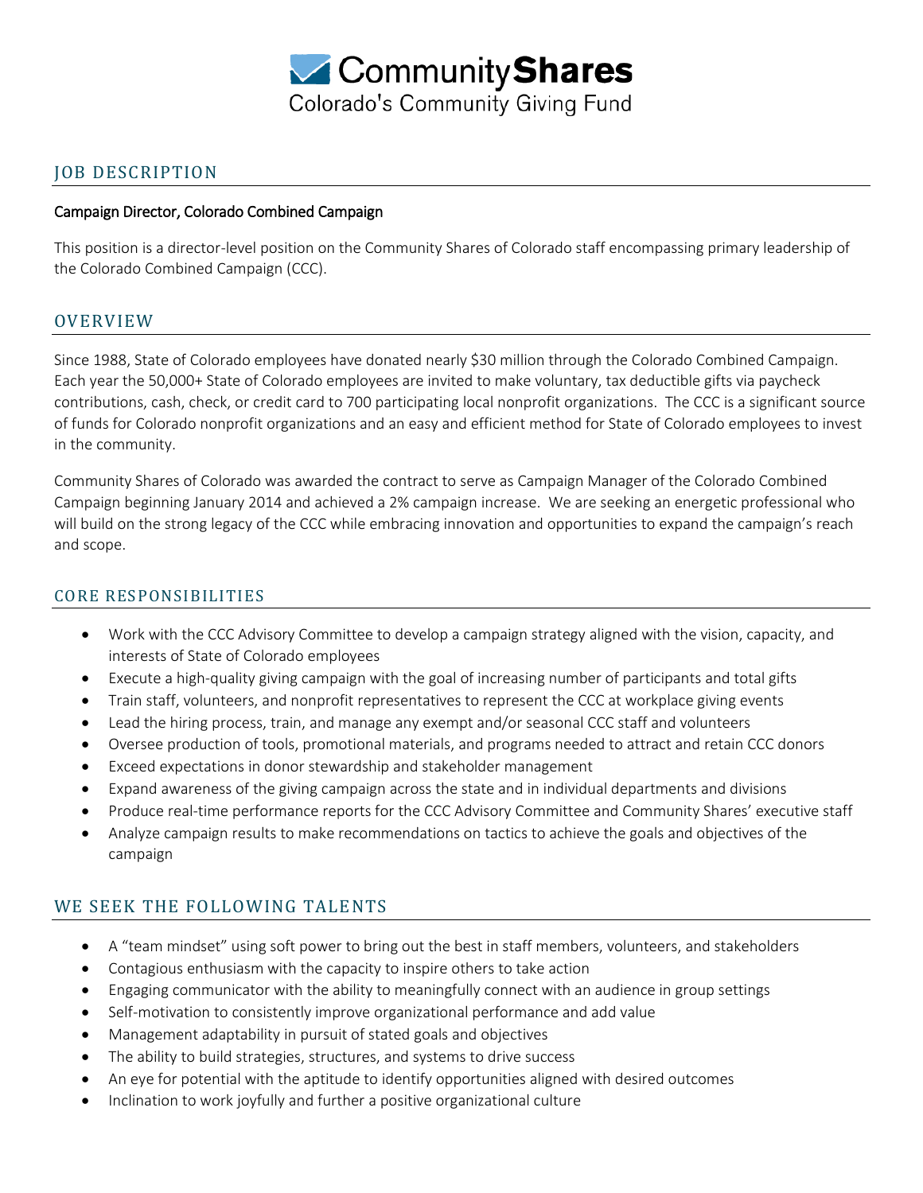# CommunityShares

Colorado's Community Giving Fund

## JOB DESCRIPTION

Campaign Director, Colorado Combined Campaign

This position is a director-level position on the Community Shares of Colorado staff encompassing primary leadership of the Colorado Combined Campaign (CCC).

## OVERVIEW

Since 1988, State of Colorado employees have donated nearly $30 million through the Colorado Combined Campaign. Each year the 50,000+ State of Colorado employees are invited to make voluntary, tax deductible gifts via paycheck contributions, cash, check, or credit card to 700 participating local nonprofit organizations. The CCC is a significant source of funds for Colorado nonprofit organizations and an easy and efficient method for State of Colorado employees to invest in the community.

Community Shares of Colorado was awarded the contract to serve as Campaign Manager of the Colorado Combined Campaign beginning January 2014 and achieved a 2% campaign increase. We are seeking an energetic professional who will build on the strong legacy of the CCC while embracing innovation and opportunities to expand the campaign's reach and scope.

## CORE RESPONSIBILITIES

- Work with the CCC Advisory Committee to develop a campaign strategy aligned with the vision, capacity, and interests of State of Colorado employees
- Execute a high-quality giving campaign with the goal of increasing number of participants and total gifts
- Train staff, volunteers, and nonprofit representatives to represent the CCC at workplace giving events
- Lead the hiring process, train, and manage any exempt and/or seasonal CCC staff and volunteers
- Oversee production of tools, promotional materials, and programs needed to attract and retain CCC donors
- Exceed expectations in donor stewardship and stakeholder management
- Expand awareness of the giving campaign across the state and in individual departments and divisions
- Produce real-time performance reports for the CCC Advisory Committee and Community Shares' executive staff
- Analyze campaign results to make recommendations on tactics to achieve the goals and objectives of the campaign

## WE SEEK THE FOLLOWING TALENTS

- A "team mindset" using soft power to bring out the best in staff members, volunteers, and stakeholders
- Contagious enthusiasm with the capacity to inspire others to take action
- Engaging communicator with the ability to meaningfully connect with an audience in group settings
- Self-motivation to consistently improve organizational performance and add value
- Management adaptability in pursuit of stated goals and objectives
- The ability to build strategies, structures, and systems to drive success
- An eye for potential with the aptitude to identify opportunities aligned with desired outcomes
- Inclination to work joyfully and further a positive organizational culture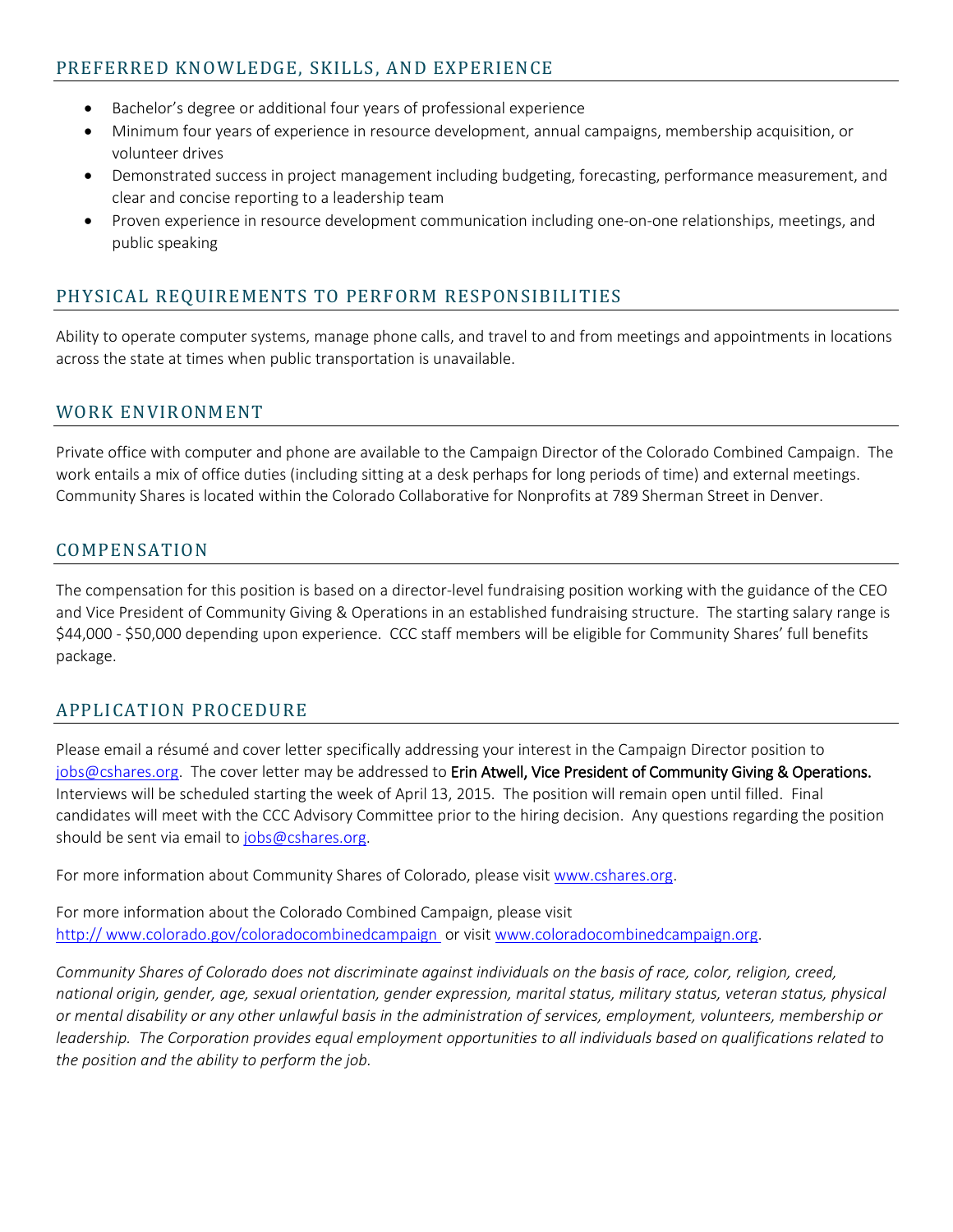## PREFERRED KNOWLEDGE, SKILLS, AND EXPERIENCE

- Bachelor's degree or additional four years of professional experience
- Minimum four years of experience in resource development, annual campaigns, membership acquisition, or volunteer drives
- Demonstrated success in project management including budgeting, forecasting, performance measurement, and clear and concise reporting to a leadership team
- Proven experience in resource development communication including one-on-one relationships, meetings, and public speaking

## PHYSICAL REQUIREMENTS TO PERFORM RESPONSIBILITIES

Ability to operate computer systems, manage phone calls, and travel to and from meetings and appointments in locations across the state at times when public transportation is unavailable.

## WORK ENVIRONMENT

Private office with computer and phone are available to the Campaign Director of the Colorado Combined Campaign. The work entails a mix of office duties (including sitting at a desk perhaps for long periods of time) and external meetings. Community Shares is located within the Colorado Collaborative for Nonprofits at 789 Sherman Street in Denver.

## COMPENSATION

The compensation for this position is based on a director-level fundraising position working with the guidance of the CEO and Vice President of Community Giving & Operations in an established fundraising structure. The starting salary range is $44,000 - $50,000 depending upon experience. CCC staff members will be eligible for Community Shares' full benefits package.

## APPLICATION PROCEDURE

Please email a résumé and cover letter specifically addressing your interest in the Campaign Director position to jobs@cshares.org. The cover letter may be addressed to **Erin Atwell, Vice President of Community Giving & Operations.** Interviews will be scheduled starting the week of April 13, 2015. The position will remain open until filled. Final candidates will meet with the CCC Advisory Committee prior to the hiring decision. Any questions regarding the position should be sent via email to jobs@cshares.org.

For more information about Community Shares of Colorado, please visit www.cshares.org.

For more information about the Colorado Combined Campaign, please visit http:// www.colorado.gov/coloradocombinedcampaign or visit www.coloradocombinedcampaign.org.

*Community Shares of Colorado does not discriminate against individuals on the basis of race, color, religion, creed, national origin, gender, age, sexual orientation, gender expression, marital status, military status, veteran status, physical or mental disability or any other unlawful basis in the administration of services, employment, volunteers, membership or leadership. The Corporation provides equal employment opportunities to all individuals based on qualifications related to the position and the ability to perform the job.*